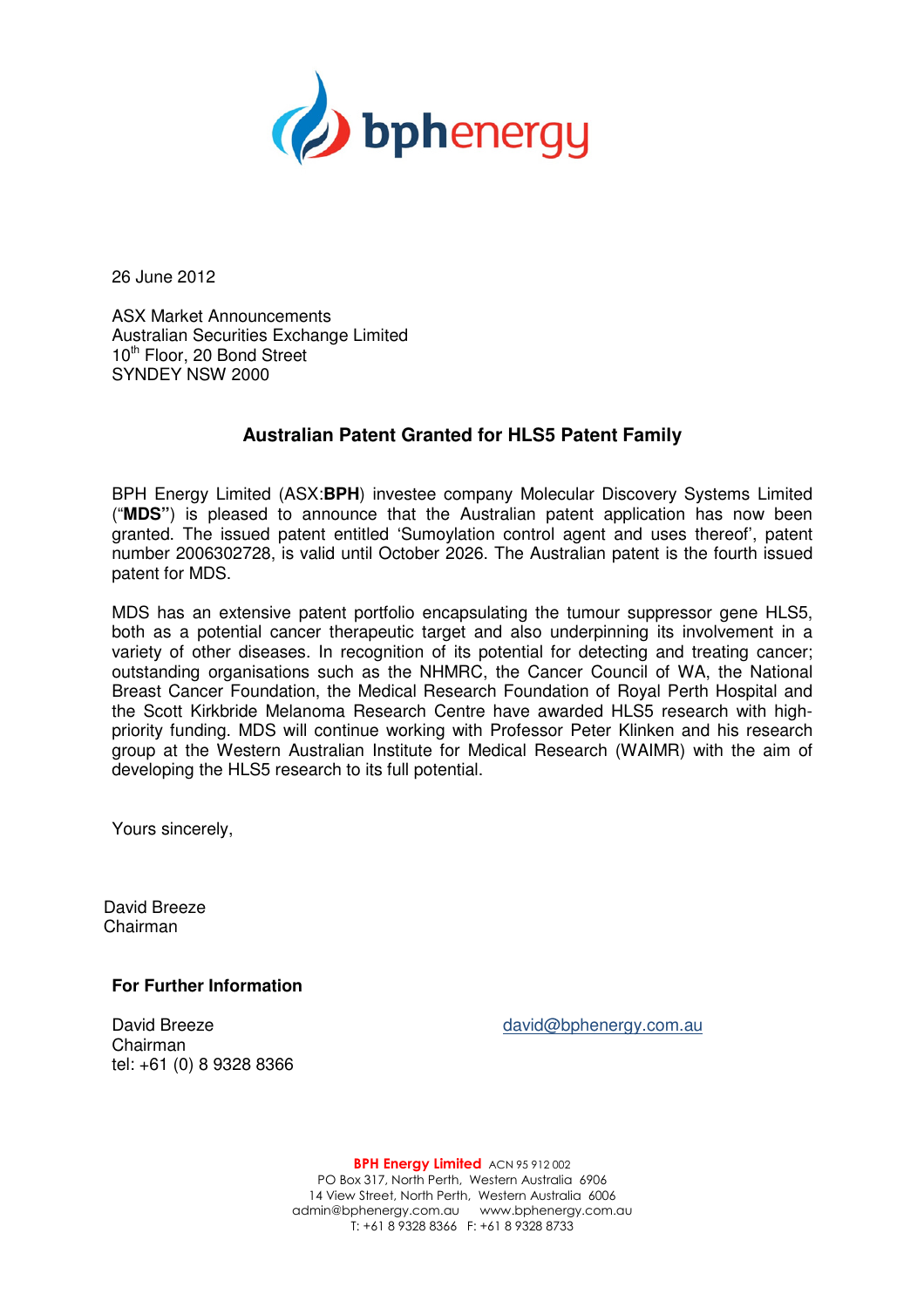26 June 2012

ASX Market Announcements
Australian Securities Exchange Limited
10th Floor, 20 Bond Street
SYNDEY NSW 2000

## Australian Patent Granted for HLS5 Patent Family

BPH Energy Limited (ASX:**BPH**) investee company Molecular Discovery Systems Limited ("**MDS"**) is pleased to announce that the Australian patent application has now been granted. The issued patent entitled 'Sumoylation control agent and uses thereof', patent number 2006302728, is valid until October 2026. The Australian patent is the fourth issued patent for MDS.

MDS has an extensive patent portfolio encapsulating the tumour suppressor gene HLS5, both as a potential cancer therapeutic target and also underpinning its involvement in a variety of other diseases. In recognition of its potential for detecting and treating cancer; outstanding organisations such as the NHMRC, the Cancer Council of WA, the National Breast Cancer Foundation, the Medical Research Foundation of Royal Perth Hospital and the Scott Kirkbride Melanoma Research Centre have awarded HLS5 research with high-priority funding. MDS will continue working with Professor Peter Klinken and his research group at the Western Australian Institute for Medical Research (WAIMR) with the aim of developing the HLS5 research to its full potential.

Yours sincerely,

David Breeze
Chairman

**For Further Information**

David Breeze
Chairman
tel: +61 (0) 8 9328 8366

david@bphenergy.com.au

**BPH Energy Limited** ACN 95 912 002
PO Box 317, North Perth, Western Australia 6906
14 View Street, North Perth, Western Australia 6006
admin@bphenergy.com.au www.bphenergy.com.au
T: +61 8 9328 8366 F: +61 8 9328 8733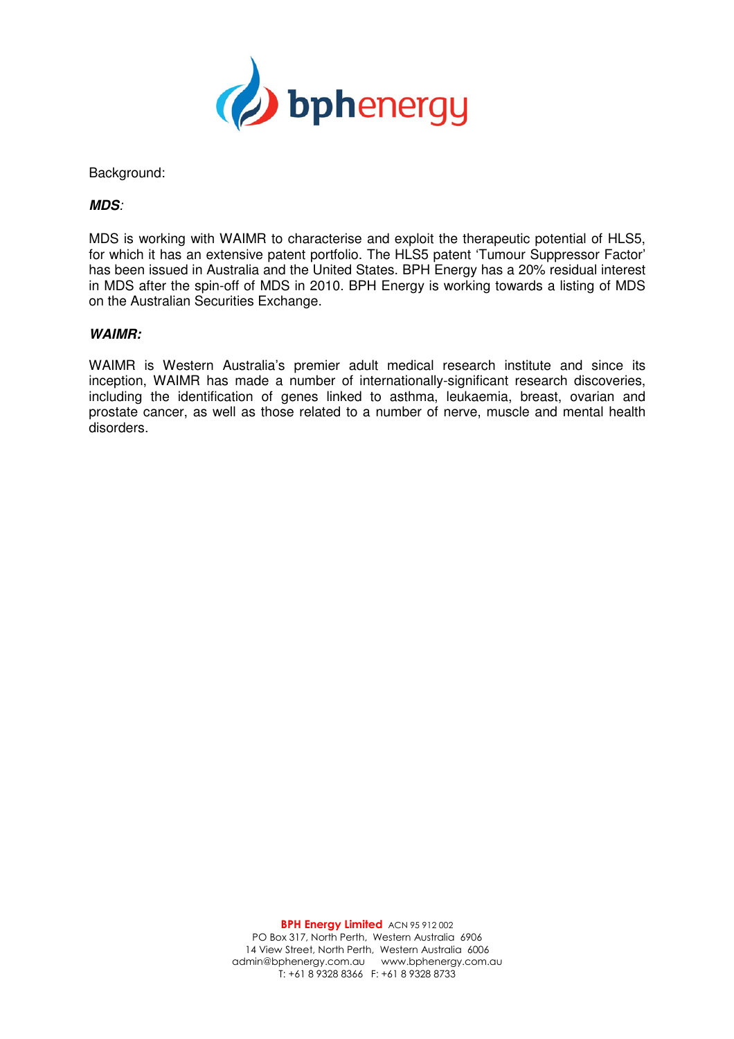Background:

***MDS**:*

MDS is working with WAIMR to characterise and exploit the therapeutic potential of HLS5, for which it has an extensive patent portfolio. The HLS5 patent 'Tumour Suppressor Factor' has been issued in Australia and the United States. BPH Energy has a 20% residual interest in MDS after the spin-off of MDS in 2010. BPH Energy is working towards a listing of MDS on the Australian Securities Exchange.

***WAIMR:***

WAIMR is Western Australia's premier adult medical research institute and since its inception, WAIMR has made a number of internationally-significant research discoveries, including the identification of genes linked to asthma, leukaemia, breast, ovarian and prostate cancer, as well as those related to a number of nerve, muscle and mental health disorders.

**BPH Energy Limited** ACN 95 912 002
PO Box 317, North Perth, Western Australia 6906
14 View Street, North Perth, Western Australia 6006
admin@bphenergy.com.au www.bphenergy.com.au
T: +61 8 9328 8366 F: +61 8 9328 8733